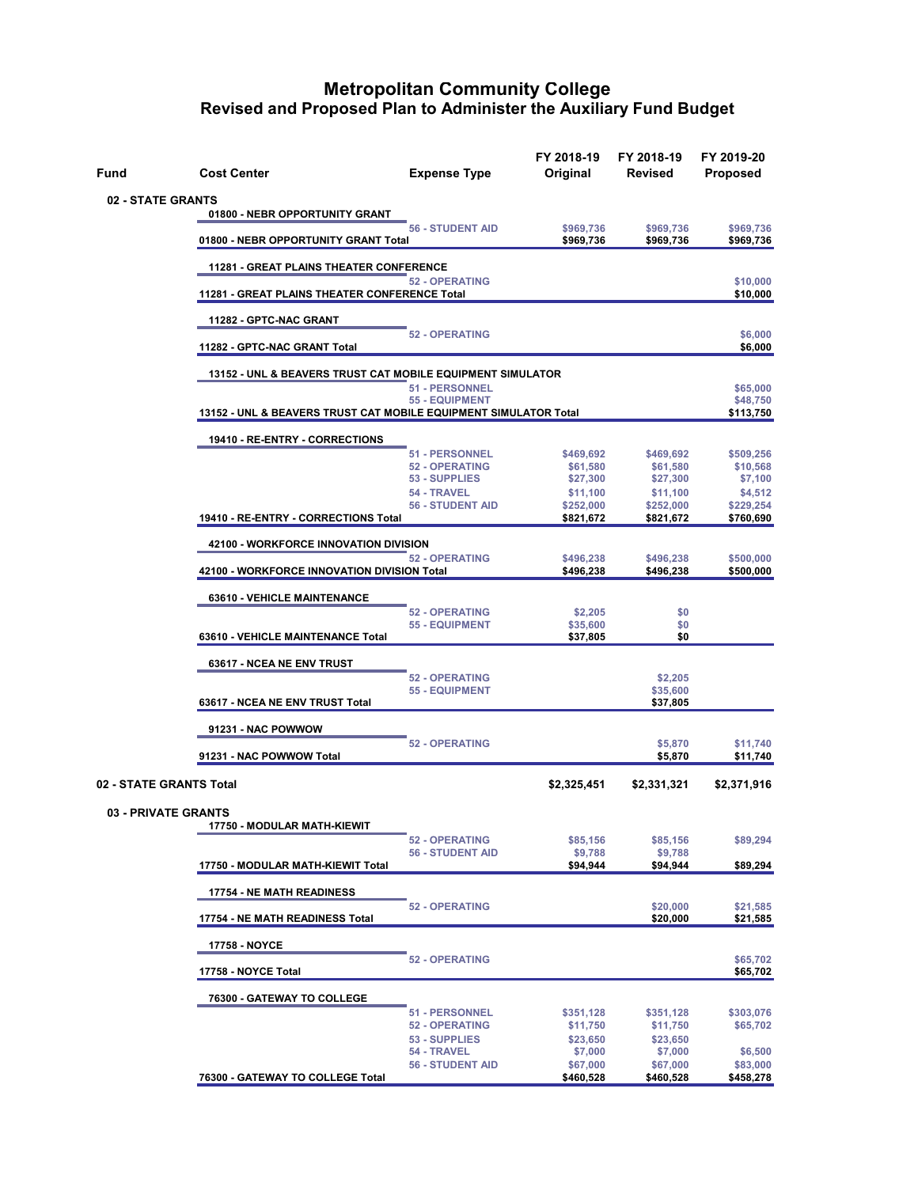# Metropolitan Community College
## Revised and Proposed Plan to Administer the Auxiliary Fund Budget

| Fund | Cost Center | Expense Type | FY 2018-19 Original | FY 2018-19 Revised | FY 2019-20 Proposed |
|---|---|---|---|---|---|
| 02 - STATE GRANTS | | | | | |
| | 01800 - NEBR OPPORTUNITY GRANT | | | | |
| | | 56 - STUDENT AID | $969,736 | $969,736 | $969,736 |
| | 01800 - NEBR OPPORTUNITY GRANT Total | | $969,736 | $969,736 | $969,736 |
| | 11281 - GREAT PLAINS THEATER CONFERENCE | | | | |
| | | 52 - OPERATING | | | $10,000 |
| | 11281 - GREAT PLAINS THEATER CONFERENCE Total | | | | $10,000 |
| | 11282 - GPTC-NAC GRANT | | | | |
| | | 52 - OPERATING | | | $6,000 |
| | 11282 - GPTC-NAC GRANT Total | | | | $6,000 |
| | 13152 - UNL & BEAVERS TRUST CAT MOBILE EQUIPMENT SIMULATOR | | | | |
| | | 51 - PERSONNEL | | | $65,000 |
| | | 55 - EQUIPMENT | | | $48,750 |
| | 13152 - UNL & BEAVERS TRUST CAT MOBILE EQUIPMENT SIMULATOR Total | | | | $113,750 |
| | 19410 - RE-ENTRY - CORRECTIONS | | | | |
| | | 51 - PERSONNEL | $469,692 | $469,692 | $509,256 |
| | | 52 - OPERATING | $61,580 | $61,580 | $10,568 |
| | | 53 - SUPPLIES | $27,300 | $27,300 | $7,100 |
| | | 54 - TRAVEL | $11,100 | $11,100 | $4,512 |
| | | 56 - STUDENT AID | $252,000 | $252,000 | $229,254 |
| | 19410 - RE-ENTRY - CORRECTIONS Total | | $821,672 | $821,672 | $760,690 |
| | 42100 - WORKFORCE INNOVATION DIVISION | | | | |
| | | 52 - OPERATING | $496,238 | $496,238 | $500,000 |
| | 42100 - WORKFORCE INNOVATION DIVISION Total | | $496,238 | $496,238 | $500,000 |
| | 63610 - VEHICLE MAINTENANCE | | | | |
| | | 52 - OPERATING | $2,205 | $0 | |
| | | 55 - EQUIPMENT | $35,600 | $0 | |
| | 63610 - VEHICLE MAINTENANCE Total | | $37,805 | $0 | |
| | 63617 - NCEA NE ENV TRUST | | | | |
| | | 52 - OPERATING | | $2,205 | |
| | | 55 - EQUIPMENT | | $35,600 | |
| | 63617 - NCEA NE ENV TRUST Total | | | $37,805 | |
| | 91231 - NAC POWWOW | | | | |
| | | 52 - OPERATING | | $5,870 | $11,740 |
| | 91231 - NAC POWWOW Total | | | $5,870 | $11,740 |
| 02 - STATE GRANTS Total | | | $2,325,451 | $2,331,321 | $2,371,916 |
| 03 - PRIVATE GRANTS | | | | | |
| | 17750 - MODULAR MATH-KIEWIT | | | | |
| | | 52 - OPERATING | $85,156 | $85,156 | $89,294 |
| | | 56 - STUDENT AID | $9,788 | $9,788 | |
| | 17750 - MODULAR MATH-KIEWIT Total | | $94,944 | $94,944 | $89,294 |
| | 17754 - NE MATH READINESS | | | | |
| | | 52 - OPERATING | | $20,000 | $21,585 |
| | 17754 - NE MATH READINESS Total | | | $20,000 | $21,585 |
| | 17758 - NOYCE | | | | |
| | | 52 - OPERATING | | | $65,702 |
| | 17758 - NOYCE Total | | | | $65,702 |
| | 76300 - GATEWAY TO COLLEGE | | | | |
| | | 51 - PERSONNEL | $351,128 | $351,128 | $303,076 |
| | | 52 - OPERATING | $11,750 | $11,750 | $65,702 |
| | | 53 - SUPPLIES | $23,650 | $23,650 | |
| | | 54 - TRAVEL | $7,000 | $7,000 | $6,500 |
| | | 56 - STUDENT AID | $67,000 | $67,000 | $83,000 |
| | 76300 - GATEWAY TO COLLEGE Total | | $460,528 | $460,528 | $458,278 |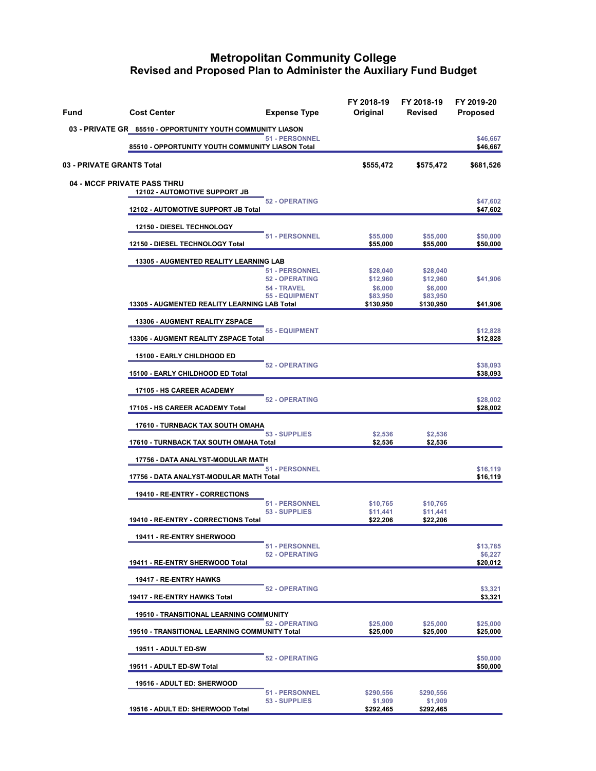# Metropolitan Community College
## Revised and Proposed Plan to Administer the Auxiliary Fund Budget

| Fund | Cost Center | Expense Type | FY 2018-19 Original | FY 2018-19 Revised | FY 2019-20 Proposed |
|---|---|---|---|---|---|
| 03 - PRIVATE GR | 85510 - OPPORTUNITY YOUTH COMMUNITY LIASON | | | | |
| | | 51 - PERSONNEL | | | $46,667 |
| | 85510 - OPPORTUNITY YOUTH COMMUNITY LIASON Total | | | | $46,667 |
| 03 - PRIVATE GRANTS Total | | | $555,472 | $575,472 | $681,526 |
| 04 - MCCF PRIVATE PASS THRU | | | | | |
| | 12102 - AUTOMOTIVE SUPPORT JB | | | | |
| | | 52 - OPERATING | | | $47,602 |
| | 12102 - AUTOMOTIVE SUPPORT JB Total | | | | $47,602 |
| | 12150 - DIESEL TECHNOLOGY | | | | |
| | | 51 - PERSONNEL | $55,000 | $55,000 | $50,000 |
| | 12150 - DIESEL TECHNOLOGY Total | | $55,000 | $55,000 | $50,000 |
| | 13305 - AUGMENTED REALITY LEARNING LAB | | | | |
| | | 51 - PERSONNEL | $28,040 | $28,040 | |
| | | 52 - OPERATING | $12,960 | $12,960 | $41,906 |
| | | 54 - TRAVEL | $6,000 | $6,000 | |
| | | 55 - EQUIPMENT | $83,950 | $83,950 | |
| | 13305 - AUGMENTED REALITY LEARNING LAB Total | | $130,950 | $130,950 | $41,906 |
| | 13306 - AUGMENT REALITY ZSPACE | | | | |
| | | 55 - EQUIPMENT | | | $12,828 |
| | 13306 - AUGMENT REALITY ZSPACE Total | | | | $12,828 |
| | 15100 - EARLY CHILDHOOD ED | | | | |
| | | 52 - OPERATING | | | $38,093 |
| | 15100 - EARLY CHILDHOOD ED Total | | | | $38,093 |
| | 17105 - HS CAREER ACADEMY | | | | |
| | | 52 - OPERATING | | | $28,002 |
| | 17105 - HS CAREER ACADEMY Total | | | | $28,002 |
| | 17610 - TURNBACK TAX SOUTH OMAHA | | | | |
| | | 53 - SUPPLIES | $2,536 | $2,536 | |
| | 17610 - TURNBACK TAX SOUTH OMAHA Total | | $2,536 | $2,536 | |
| | 17756 - DATA ANALYST-MODULAR MATH | | | | |
| | | 51 - PERSONNEL | | | $16,119 |
| | 17756 - DATA ANALYST-MODULAR MATH Total | | | | $16,119 |
| | 19410 - RE-ENTRY - CORRECTIONS | | | | |
| | | 51 - PERSONNEL | $10,765 | $10,765 | |
| | | 53 - SUPPLIES | $11,441 | $11,441 | |
| | 19410 - RE-ENTRY - CORRECTIONS Total | | $22,206 | $22,206 | |
| | 19411 - RE-ENTRY SHERWOOD | | | | |
| | | 51 - PERSONNEL | | | $13,785 |
| | | 52 - OPERATING | | | $6,227 |
| | 19411 - RE-ENTRY SHERWOOD Total | | | | $20,012 |
| | 19417 - RE-ENTRY HAWKS | | | | |
| | | 52 - OPERATING | | | $3,321 |
| | 19417 - RE-ENTRY HAWKS Total | | | | $3,321 |
| | 19510 - TRANSITIONAL LEARNING COMMUNITY | | | | |
| | | 52 - OPERATING | $25,000 | $25,000 | $25,000 |
| | 19510 - TRANSITIONAL LEARNING COMMUNITY Total | | $25,000 | $25,000 | $25,000 |
| | 19511 - ADULT ED-SW | | | | |
| | | 52 - OPERATING | | | $50,000 |
| | 19511 - ADULT ED-SW Total | | | | $50,000 |
| | 19516 - ADULT ED: SHERWOOD | | | | |
| | | 51 - PERSONNEL | $290,556 | $290,556 | |
| | | 53 - SUPPLIES | $1,909 | $1,909 | |
| | 19516 - ADULT ED: SHERWOOD Total | | $292,465 | $292,465 | |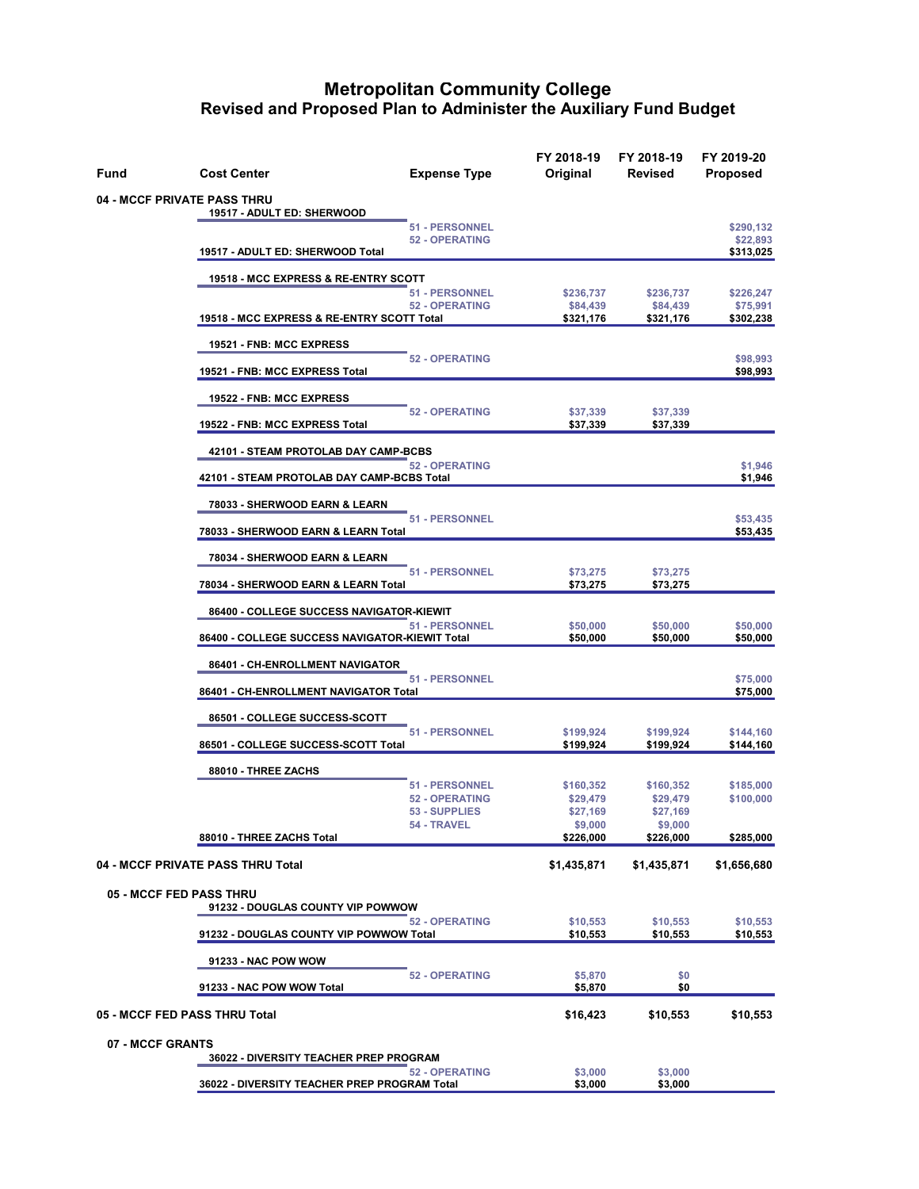# Metropolitan Community College
## Revised and Proposed Plan to Administer the Auxiliary Fund Budget

| Fund | Cost Center | Expense Type | FY 2018-19 Original | FY 2018-19 Revised | FY 2019-20 Proposed |
|---|---|---|---|---|---|
| **04 - MCCF PRIVATE PASS THRU** | | | | | |
| | **19517 - ADULT ED: SHERWOOD** | | | | |
| | | 51 - PERSONNEL | | | $290,132 |
| | | 52 - OPERATING | | | $22,893 |
| | **19517 - ADULT ED: SHERWOOD Total** | | | | **$313,025** |
| | **19518 - MCC EXPRESS & RE-ENTRY SCOTT** | | | | |
| | | 51 - PERSONNEL | $236,737 | $236,737 | $226,247 |
| | | 52 - OPERATING | $84,439 | $84,439 | $75,991 |
| | **19518 - MCC EXPRESS & RE-ENTRY SCOTT Total** | | **$321,176** | **$321,176** | **$302,238** |
| | **19521 - FNB: MCC EXPRESS** | | | | |
| | | 52 - OPERATING | | | $98,993 |
| | **19521 - FNB: MCC EXPRESS Total** | | | | **$98,993** |
| | **19522 - FNB: MCC EXPRESS** | | | | |
| | | 52 - OPERATING | $37,339 | $37,339 | |
| | **19522 - FNB: MCC EXPRESS Total** | | **$37,339** | **$37,339** | |
| | **42101 - STEAM PROTOLAB DAY CAMP-BCBS** | | | | |
| | | 52 - OPERATING | | | $1,946 |
| | **42101 - STEAM PROTOLAB DAY CAMP-BCBS Total** | | | | **$1,946** |
| | **78033 - SHERWOOD EARN & LEARN** | | | | |
| | | 51 - PERSONNEL | | | $53,435 |
| | **78033 - SHERWOOD EARN & LEARN Total** | | | | **$53,435** |
| | **78034 - SHERWOOD EARN & LEARN** | | | | |
| | | 51 - PERSONNEL | $73,275 | $73,275 | |
| | **78034 - SHERWOOD EARN & LEARN Total** | | **$73,275** | **$73,275** | |
| | **86400 - COLLEGE SUCCESS NAVIGATOR-KIEWIT** | | | | |
| | | 51 - PERSONNEL | $50,000 | $50,000 | $50,000 |
| | **86400 - COLLEGE SUCCESS NAVIGATOR-KIEWIT Total** | | **$50,000** | **$50,000** | **$50,000** |
| | **86401 - CH-ENROLLMENT NAVIGATOR** | | | | |
| | | 51 - PERSONNEL | | | $75,000 |
| | **86401 - CH-ENROLLMENT NAVIGATOR Total** | | | | **$75,000** |
| | **86501 - COLLEGE SUCCESS-SCOTT** | | | | |
| | | 51 - PERSONNEL | $199,924 | $199,924 | $144,160 |
| | **86501 - COLLEGE SUCCESS-SCOTT Total** | | **$199,924** | **$199,924** | **$144,160** |
| | **88010 - THREE ZACHS** | | | | |
| | | 51 - PERSONNEL | $160,352 | $160,352 | $185,000 |
| | | 52 - OPERATING | $29,479 | $29,479 | $100,000 |
| | | 53 - SUPPLIES | $27,169 | $27,169 | |
| | | 54 - TRAVEL | $9,000 | $9,000 | |
| | **88010 - THREE ZACHS Total** | | **$226,000** | **$226,000** | **$285,000** |
| **04 - MCCF PRIVATE PASS THRU Total** | | | **$1,435,871** | **$1,435,871** | **$1,656,680** |
| **05 - MCCF FED PASS THRU** | | | | | |
| | **91232 - DOUGLAS COUNTY VIP POWWOW** | | | | |
| | | 52 - OPERATING | $10,553 | $10,553 | $10,553 |
| | **91232 - DOUGLAS COUNTY VIP POWWOW Total** | | **$10,553** | **$10,553** | **$10,553** |
| | **91233 - NAC POW WOW** | | | | |
| | | 52 - OPERATING | $5,870 | $0 | |
| | **91233 - NAC POW WOW Total** | | **$5,870** | **$0** | |
| **05 - MCCF FED PASS THRU Total** | | | **$16,423** | **$10,553** | **$10,553** |
| **07 - MCCF GRANTS** | | | | | |
| | **36022 - DIVERSITY TEACHER PREP PROGRAM** | | | | |
| | | 52 - OPERATING | $3,000 | $3,000 | |
| | **36022 - DIVERSITY TEACHER PREP PROGRAM Total** | | **$3,000** | **$3,000** | |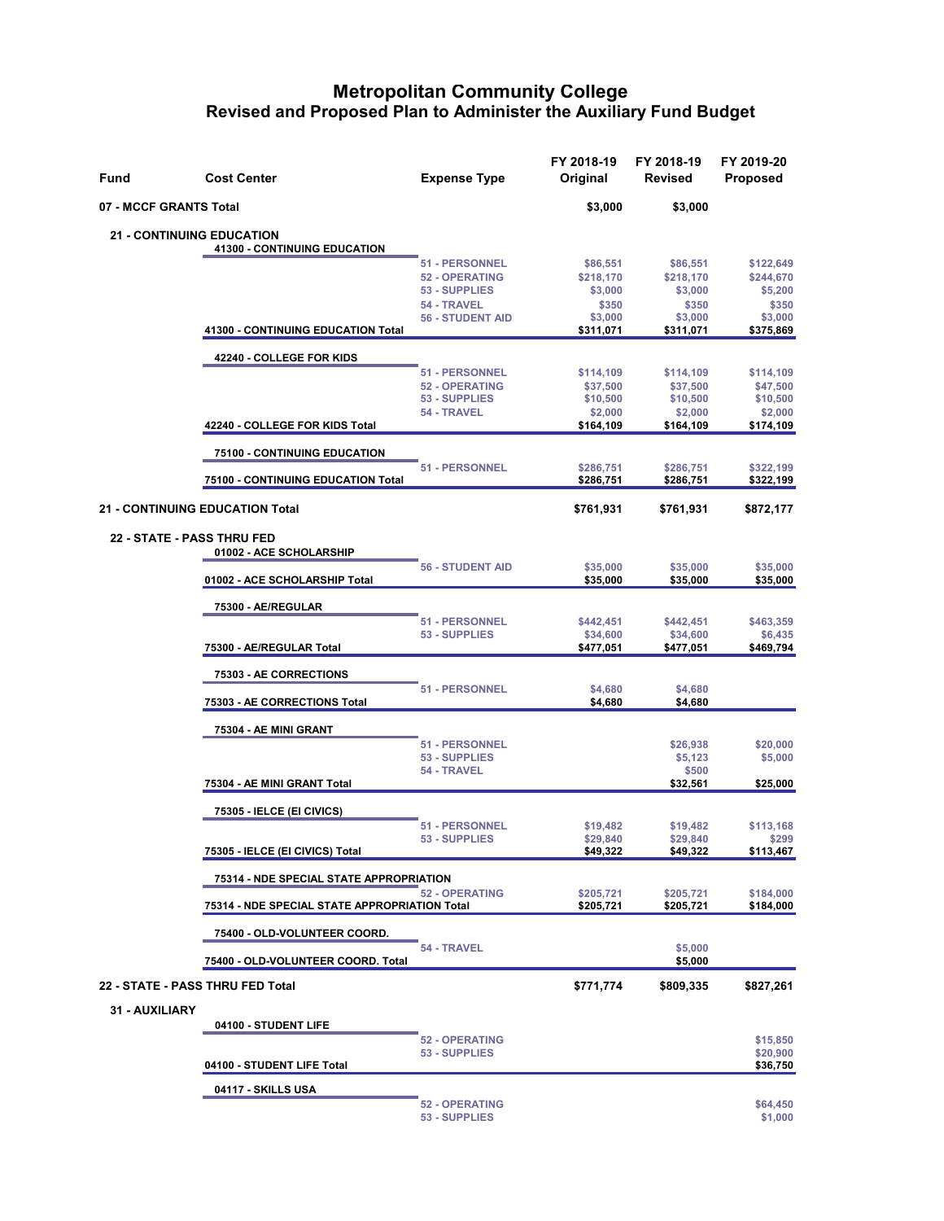# Metropolitan Community College
## Revised and Proposed Plan to Administer the Auxiliary Fund Budget

| Fund | Cost Center | Expense Type | FY 2018-19 Original | FY 2018-19 Revised | FY 2019-20 Proposed |
|---|---|---|---|---|---|
| 07 - MCCF GRANTS Total | | | $3,000 | $3,000 | |
| 21 - CONTINUING EDUCATION | | | | | |
| | 41300 - CONTINUING EDUCATION | | | | |
| | | 51 - PERSONNEL | $86,551 | $86,551 | $122,649 |
| | | 52 - OPERATING | $218,170 | $218,170 | $244,670 |
| | | 53 - SUPPLIES | $3,000 | $3,000 | $5,200 |
| | | 54 - TRAVEL | $350 | $350 | $350 |
| | | 56 - STUDENT AID | $3,000 | $3,000 | $3,000 |
| | 41300 - CONTINUING EDUCATION Total | | $311,071 | $311,071 | $375,869 |
| | 42240 - COLLEGE FOR KIDS | | | | |
| | | 51 - PERSONNEL | $114,109 | $114,109 | $114,109 |
| | | 52 - OPERATING | $37,500 | $37,500 | $47,500 |
| | | 53 - SUPPLIES | $10,500 | $10,500 | $10,500 |
| | | 54 - TRAVEL | $2,000 | $2,000 | $2,000 |
| | 42240 - COLLEGE FOR KIDS Total | | $164,109 | $164,109 | $174,109 |
| | 75100 - CONTINUING EDUCATION | | | | |
| | | 51 - PERSONNEL | $286,751 | $286,751 | $322,199 |
| | 75100 - CONTINUING EDUCATION Total | | $286,751 | $286,751 | $322,199 |
| 21 - CONTINUING EDUCATION Total | | | $761,931 | $761,931 | $872,177 |
| 22 - STATE - PASS THRU FED | | | | | |
| | 01002 - ACE SCHOLARSHIP | | | | |
| | | 56 - STUDENT AID | $35,000 | $35,000 | $35,000 |
| | 01002 - ACE SCHOLARSHIP Total | | $35,000 | $35,000 | $35,000 |
| | 75300 - AE/REGULAR | | | | |
| | | 51 - PERSONNEL | $442,451 | $442,451 | $463,359 |
| | | 53 - SUPPLIES | $34,600 | $34,600 | $6,435 |
| | 75300 - AE/REGULAR Total | | $477,051 | $477,051 | $469,794 |
| | 75303 - AE CORRECTIONS | | | | |
| | | 51 - PERSONNEL | $4,680 | $4,680 | |
| | 75303 - AE CORRECTIONS Total | | $4,680 | $4,680 | |
| | 75304 - AE MINI GRANT | | | | |
| | | 51 - PERSONNEL | | $26,938 | $20,000 |
| | | 53 - SUPPLIES | | $5,123 | $5,000 |
| | | 54 - TRAVEL | | $500 | |
| | 75304 - AE MINI GRANT Total | | | $32,561 | $25,000 |
| | 75305 - IELCE (EI CIVICS) | | | | |
| | | 51 - PERSONNEL | $19,482 | $19,482 | $113,168 |
| | | 53 - SUPPLIES | $29,840 | $29,840 | $299 |
| | 75305 - IELCE (EI CIVICS) Total | | $49,322 | $49,322 | $113,467 |
| | 75314 - NDE SPECIAL STATE APPROPRIATION | | | | |
| | | 52 - OPERATING | $205,721 | $205,721 | $184,000 |
| | 75314 - NDE SPECIAL STATE APPROPRIATION Total | | $205,721 | $205,721 | $184,000 |
| | 75400 - OLD-VOLUNTEER COORD. | | | | |
| | | 54 - TRAVEL | | $5,000 | |
| | 75400 - OLD-VOLUNTEER COORD. Total | | | $5,000 | |
| 22 - STATE - PASS THRU FED Total | | | $771,774 | $809,335 | $827,261 |
| 31 - AUXILIARY | | | | | |
| | 04100 - STUDENT LIFE | | | | |
| | | 52 - OPERATING | | | $15,850 |
| | | 53 - SUPPLIES | | | $20,900 |
| | 04100 - STUDENT LIFE Total | | | | $36,750 |
| | 04117 - SKILLS USA | | | | |
| | | 52 - OPERATING | | | $64,450 |
| | | 53 - SUPPLIES | | | $1,000 |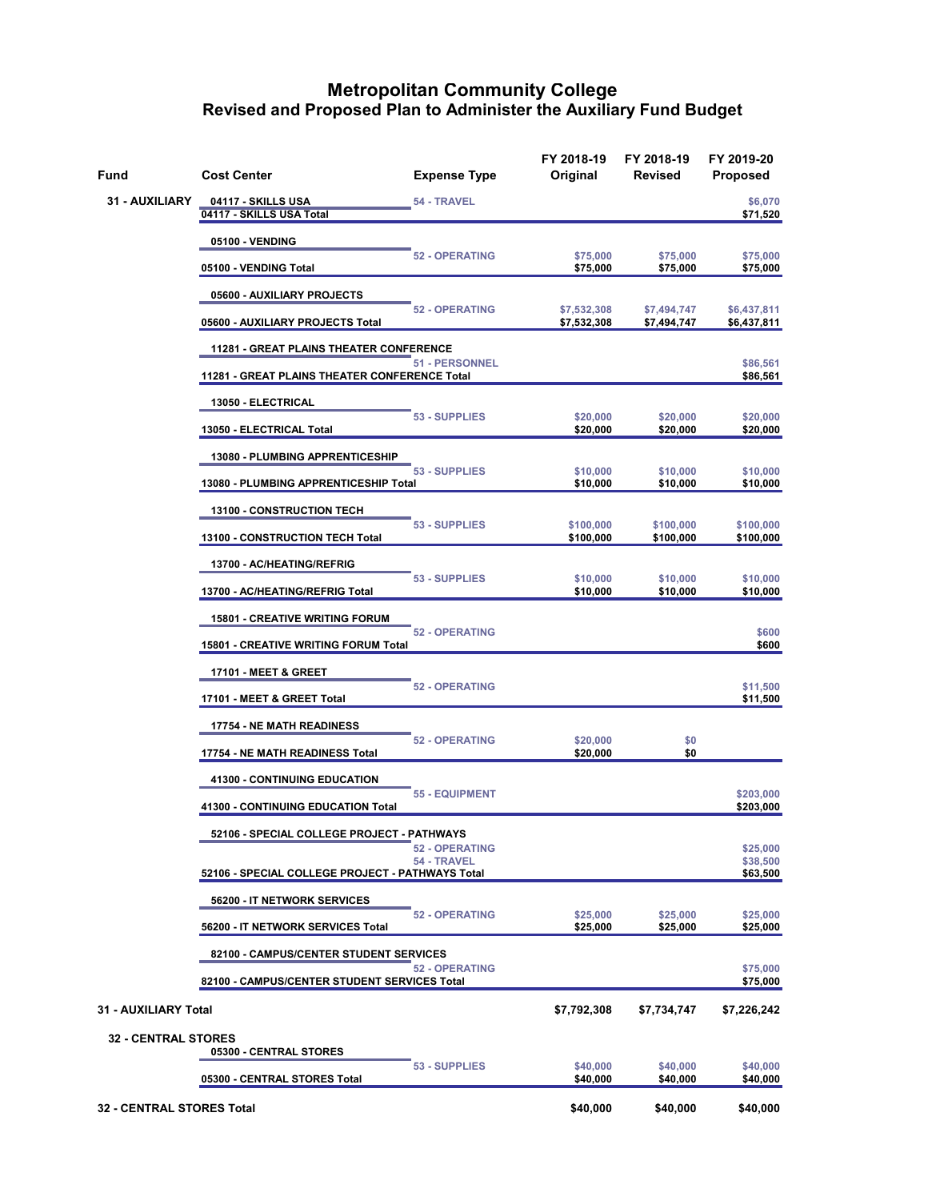# Metropolitan Community College
## Revised and Proposed Plan to Administer the Auxiliary Fund Budget

| Fund | Cost Center | Expense Type | FY 2018-19 Original | FY 2018-19 Revised | FY 2019-20 Proposed |
|---|---|---|---|---|---|
| 31 - AUXILIARY | 04117 - SKILLS USA | 54 - TRAVEL | | | $6,070 |
| | 04117 - SKILLS USA Total | | | | $71,520 |
| | 05100 - VENDING | | | | |
| | | 52 - OPERATING | $75,000 | $75,000 | $75,000 |
| | 05100 - VENDING Total | | $75,000 | $75,000 | $75,000 |
| | 05600 - AUXILIARY PROJECTS | | | | |
| | | 52 - OPERATING | $7,532,308 | $7,494,747 | $6,437,811 |
| | 05600 - AUXILIARY PROJECTS Total | | $7,532,308 | $7,494,747 | $6,437,811 |
| | 11281 - GREAT PLAINS THEATER CONFERENCE | | | | |
| | | 51 - PERSONNEL | | | $86,561 |
| | 11281 - GREAT PLAINS THEATER CONFERENCE Total | | | | $86,561 |
| | 13050 - ELECTRICAL | | | | |
| | | 53 - SUPPLIES | $20,000 | $20,000 | $20,000 |
| | 13050 - ELECTRICAL Total | | $20,000 | $20,000 | $20,000 |
| | 13080 - PLUMBING APPRENTICESHIP | | | | |
| | | 53 - SUPPLIES | $10,000 | $10,000 | $10,000 |
| | 13080 - PLUMBING APPRENTICESHIP Total | | $10,000 | $10,000 | $10,000 |
| | 13100 - CONSTRUCTION TECH | | | | |
| | | 53 - SUPPLIES | $100,000 | $100,000 | $100,000 |
| | 13100 - CONSTRUCTION TECH Total | | $100,000 | $100,000 | $100,000 |
| | 13700 - AC/HEATING/REFRIG | | | | |
| | | 53 - SUPPLIES | $10,000 | $10,000 | $10,000 |
| | 13700 - AC/HEATING/REFRIG Total | | $10,000 | $10,000 | $10,000 |
| | 15801 - CREATIVE WRITING FORUM | | | | |
| | | 52 - OPERATING | | | $600 |
| | 15801 - CREATIVE WRITING FORUM Total | | | | $600 |
| | 17101 - MEET & GREET | | | | |
| | | 52 - OPERATING | | | $11,500 |
| | 17101 - MEET & GREET Total | | | | $11,500 |
| | 17754 - NE MATH READINESS | | | | |
| | | 52 - OPERATING | $20,000 | $0 | |
| | 17754 - NE MATH READINESS Total | | $20,000 | $0 | |
| | 41300 - CONTINUING EDUCATION | | | | |
| | | 55 - EQUIPMENT | | | $203,000 |
| | 41300 - CONTINUING EDUCATION Total | | | | $203,000 |
| | 52106 - SPECIAL COLLEGE PROJECT - PATHWAYS | | | | |
| | | 52 - OPERATING | | | $25,000 |
| | | 54 - TRAVEL | | | $38,500 |
| | 52106 - SPECIAL COLLEGE PROJECT - PATHWAYS Total | | | | $63,500 |
| | 56200 - IT NETWORK SERVICES | | | | |
| | | 52 - OPERATING | $25,000 | $25,000 | $25,000 |
| | 56200 - IT NETWORK SERVICES Total | | $25,000 | $25,000 | $25,000 |
| | 82100 - CAMPUS/CENTER STUDENT SERVICES | | | | |
| | | 52 - OPERATING | | | $75,000 |
| | 82100 - CAMPUS/CENTER STUDENT SERVICES Total | | | | $75,000 |
| 31 - AUXILIARY Total | | | $7,792,308 | $7,734,747 | $7,226,242 |
| 32 - CENTRAL STORES | 05300 - CENTRAL STORES | | | | |
| | | 53 - SUPPLIES | $40,000 | $40,000 | $40,000 |
| | 05300 - CENTRAL STORES Total | | $40,000 | $40,000 | $40,000 |
| 32 - CENTRAL STORES Total | | | $40,000 | $40,000 | $40,000 |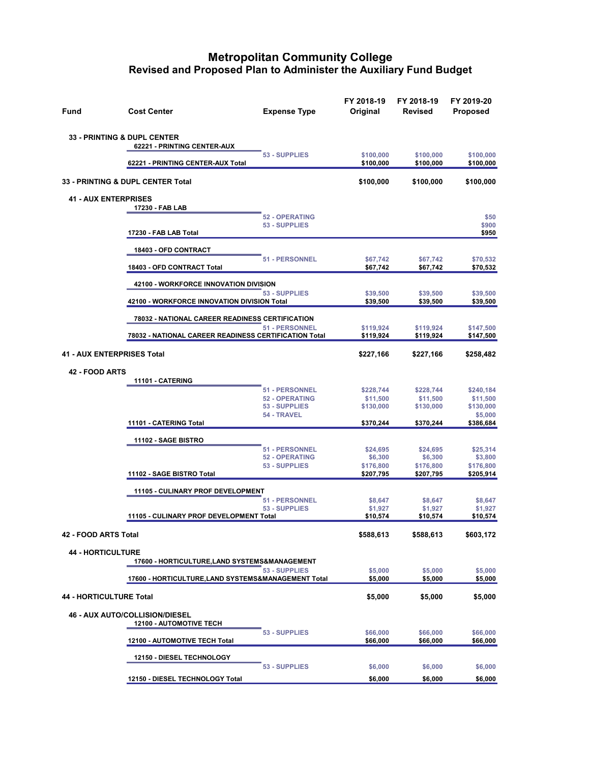# Metropolitan Community College
## Revised and Proposed Plan to Administer the Auxiliary Fund Budget

| Fund | Cost Center | Expense Type | FY 2018-19 Original | FY 2018-19 Revised | FY 2019-20 Proposed |
|---|---|---|---|---|---|
| **33 - PRINTING & DUPL CENTER** | | | | | |
| | **62221 - PRINTING CENTER-AUX** | | | | |
| | | 53 - SUPPLIES | $100,000 | $100,000 | $100,000 |
| | **62221 - PRINTING CENTER-AUX Total** | | $100,000 | $100,000 | $100,000 |
| **33 - PRINTING & DUPL CENTER Total** | | | **$100,000** | **$100,000** | **$100,000** |
| **41 - AUX ENTERPRISES** | | | | | |
| | **17230 - FAB LAB** | | | | |
| | | 52 - OPERATING | | | $50 |
| | | 53 - SUPPLIES | | | $900 |
| | **17230 - FAB LAB Total** | | | | $950 |
| | **18403 - OFD CONTRACT** | | | | |
| | | 51 - PERSONNEL | $67,742 | $67,742 | $70,532 |
| | **18403 - OFD CONTRACT Total** | | $67,742 | $67,742 | $70,532 |
| | **42100 - WORKFORCE INNOVATION DIVISION** | | | | |
| | | 53 - SUPPLIES | $39,500 | $39,500 | $39,500 |
| | **42100 - WORKFORCE INNOVATION DIVISION Total** | | $39,500 | $39,500 | $39,500 |
| | **78032 - NATIONAL CAREER READINESS CERTIFICATION** | | | | |
| | | 51 - PERSONNEL | $119,924 | $119,924 | $147,500 |
| | **78032 - NATIONAL CAREER READINESS CERTIFICATION Total** | | $119,924 | $119,924 | $147,500 |
| **41 - AUX ENTERPRISES Total** | | | **$227,166** | **$227,166** | **$258,482** |
| **42 - FOOD ARTS** | | | | | |
| | **11101 - CATERING** | | | | |
| | | 51 - PERSONNEL | $228,744 | $228,744 | $240,184 |
| | | 52 - OPERATING | $11,500 | $11,500 | $11,500 |
| | | 53 - SUPPLIES | $130,000 | $130,000 | $130,000 |
| | | 54 - TRAVEL | | | $5,000 |
| | **11101 - CATERING Total** | | $370,244 | $370,244 | $386,684 |
| | **11102 - SAGE BISTRO** | | | | |
| | | 51 - PERSONNEL | $24,695 | $24,695 | $25,314 |
| | | 52 - OPERATING | $6,300 | $6,300 | $3,800 |
| | | 53 - SUPPLIES | $176,800 | $176,800 | $176,800 |
| | **11102 - SAGE BISTRO Total** | | $207,795 | $207,795 | $205,914 |
| | **11105 - CULINARY PROF DEVELOPMENT** | | | | |
| | | 51 - PERSONNEL | $8,647 | $8,647 | $8,647 |
| | | 53 - SUPPLIES | $1,927 | $1,927 | $1,927 |
| | **11105 - CULINARY PROF DEVELOPMENT Total** | | $10,574 | $10,574 | $10,574 |
| **42 - FOOD ARTS Total** | | | **$588,613** | **$588,613** | **$603,172** |
| **44 - HORTICULTURE** | | | | | |
| | **17600 - HORTICULTURE,LAND SYSTEMS&MANAGEMENT** | | | | |
| | | 53 - SUPPLIES | $5,000 | $5,000 | $5,000 |
| | **17600 - HORTICULTURE,LAND SYSTEMS&MANAGEMENT Total** | | $5,000 | $5,000 | $5,000 |
| **44 - HORTICULTURE Total** | | | **$5,000** | **$5,000** | **$5,000** |
| **46 - AUX AUTO/COLLISION/DIESEL** | | | | | |
| | **12100 - AUTOMOTIVE TECH** | | | | |
| | | 53 - SUPPLIES | $66,000 | $66,000 | $66,000 |
| | **12100 - AUTOMOTIVE TECH Total** | | $66,000 | $66,000 | $66,000 |
| | **12150 - DIESEL TECHNOLOGY** | | | | |
| | | 53 - SUPPLIES | $6,000 | $6,000 | $6,000 |
| | **12150 - DIESEL TECHNOLOGY Total** | | $6,000 | $6,000 | $6,000 |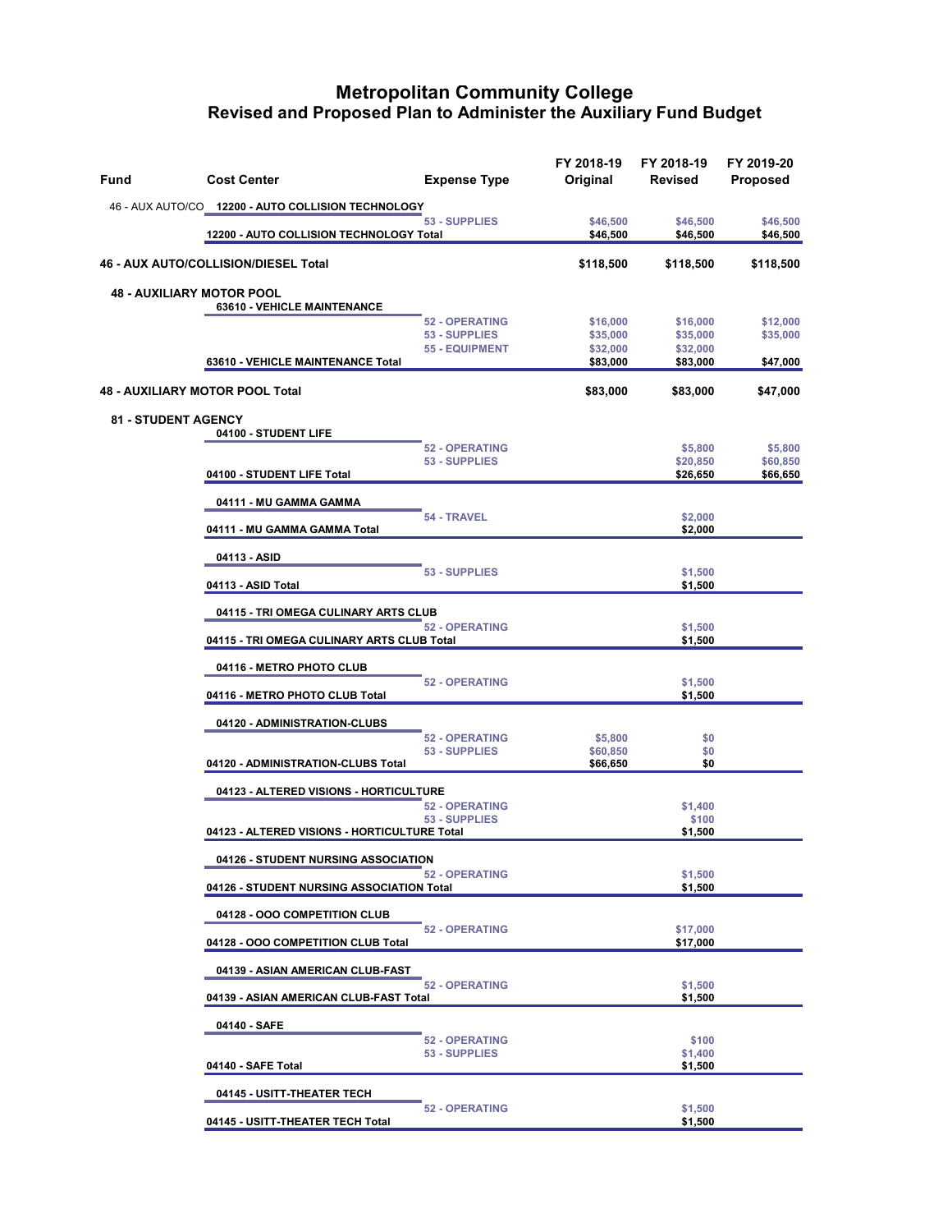# Metropolitan Community College
## Revised and Proposed Plan to Administer the Auxiliary Fund Budget

| Fund | Cost Center | Expense Type | FY 2018-19 Original | FY 2018-19 Revised | FY 2019-20 Proposed |
|---|---|---|---|---|---|
| 46 - AUX AUTO/CO | 12200 - AUTO COLLISION TECHNOLOGY | | | | |
| | | 53 - SUPPLIES | $46,500 | $46,500 | $46,500 |
| | 12200 - AUTO COLLISION TECHNOLOGY Total | | $46,500 | $46,500 | $46,500 |
| **46 - AUX AUTO/COLLISION/DIESEL Total** | | | **$118,500** | **$118,500** | **$118,500** |
| **48 - AUXILIARY MOTOR POOL** | | | | | |
| | 63610 - VEHICLE MAINTENANCE | | | | |
| | | 52 - OPERATING | $16,000 | $16,000 | $12,000 |
| | | 53 - SUPPLIES | $35,000 | $35,000 | $35,000 |
| | | 55 - EQUIPMENT | $32,000 | $32,000 | |
| | 63610 - VEHICLE MAINTENANCE Total | | $83,000 | $83,000 | $47,000 |
| **48 - AUXILIARY MOTOR POOL Total** | | | **$83,000** | **$83,000** | **$47,000** |
| **81 - STUDENT AGENCY** | | | | | |
| | 04100 - STUDENT LIFE | | | | |
| | | 52 - OPERATING | | $5,800 | $5,800 |
| | | 53 - SUPPLIES | | $20,850 | $60,850 |
| | 04100 - STUDENT LIFE Total | | | $26,650 | $66,650 |
| | 04111 - MU GAMMA GAMMA | | | | |
| | | 54 - TRAVEL | | $2,000 | |
| | 04111 - MU GAMMA GAMMA Total | | | $2,000 | |
| | 04113 - ASID | | | | |
| | | 53 - SUPPLIES | | $1,500 | |
| | 04113 - ASID Total | | | $1,500 | |
| | 04115 - TRI OMEGA CULINARY ARTS CLUB | | | | |
| | | 52 - OPERATING | | $1,500 | |
| | 04115 - TRI OMEGA CULINARY ARTS CLUB Total | | | $1,500 | |
| | 04116 - METRO PHOTO CLUB | | | | |
| | | 52 - OPERATING | | $1,500 | |
| | 04116 - METRO PHOTO CLUB Total | | | $1,500 | |
| | 04120 - ADMINISTRATION-CLUBS | | | | |
| | | 52 - OPERATING | $5,800 | $0 | |
| | | 53 - SUPPLIES | $60,850 | $0 | |
| | 04120 - ADMINISTRATION-CLUBS Total | | $66,650 | $0 | |
| | 04123 - ALTERED VISIONS - HORTICULTURE | | | | |
| | | 52 - OPERATING | | $1,400 | |
| | | 53 - SUPPLIES | | $100 | |
| | 04123 - ALTERED VISIONS - HORTICULTURE Total | | | $1,500 | |
| | 04126 - STUDENT NURSING ASSOCIATION | | | | |
| | | 52 - OPERATING | | $1,500 | |
| | 04126 - STUDENT NURSING ASSOCIATION Total | | | $1,500 | |
| | 04128 - OOO COMPETITION CLUB | | | | |
| | | 52 - OPERATING | | $17,000 | |
| | 04128 - OOO COMPETITION CLUB Total | | | $17,000 | |
| | 04139 - ASIAN AMERICAN CLUB-FAST | | | | |
| | | 52 - OPERATING | | $1,500 | |
| | 04139 - ASIAN AMERICAN CLUB-FAST Total | | | $1,500 | |
| | 04140 - SAFE | | | | |
| | | 52 - OPERATING | | $100 | |
| | | 53 - SUPPLIES | | $1,400 | |
| | 04140 - SAFE Total | | | $1,500 | |
| | 04145 - USITT-THEATER TECH | | | | |
| | | 52 - OPERATING | | $1,500 | |
| | 04145 - USITT-THEATER TECH Total | | | $1,500 | |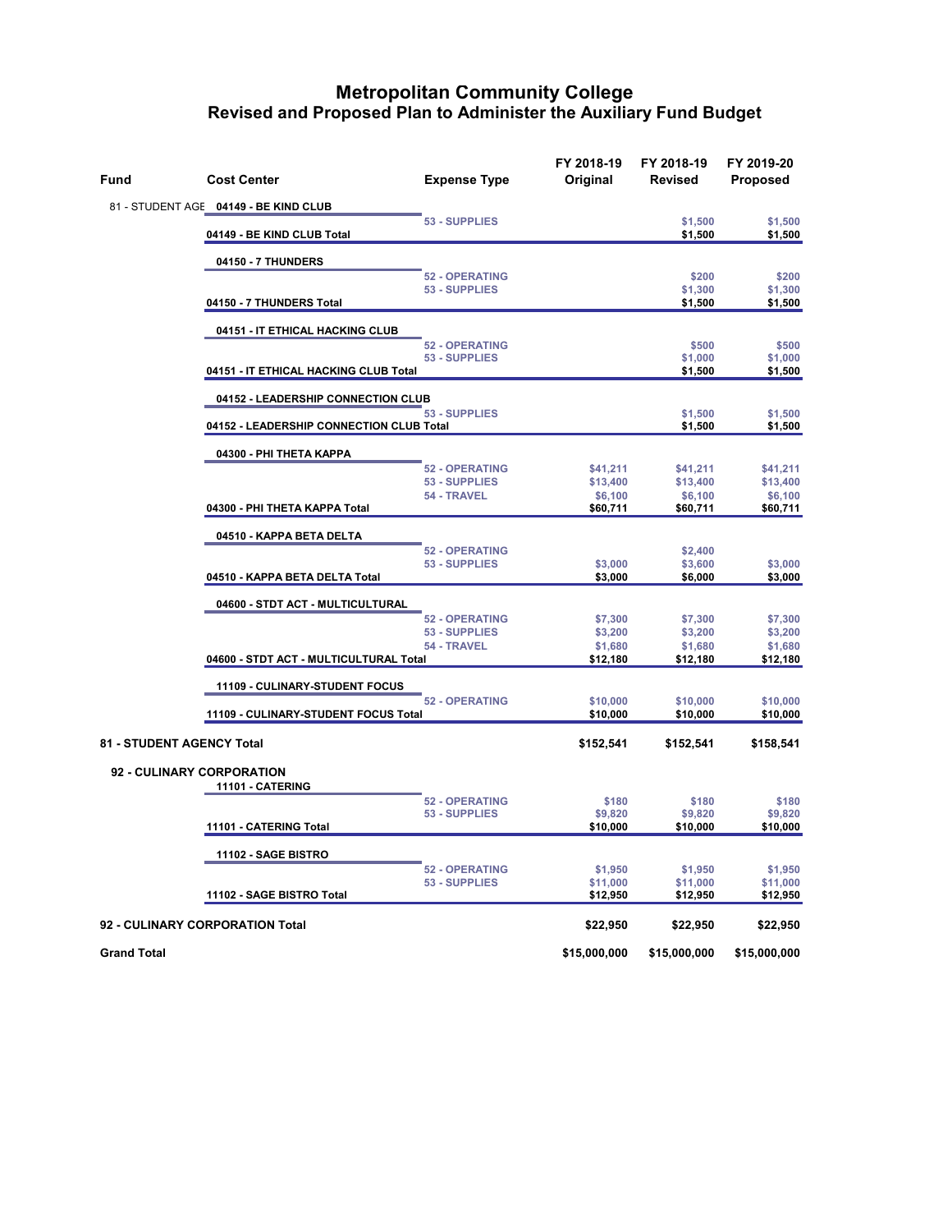# Metropolitan Community College
## Revised and Proposed Plan to Administer the Auxiliary Fund Budget

| Fund | Cost Center | Expense Type | FY 2018-19 Original | FY 2018-19 Revised | FY 2019-20 Proposed |
|---|---|---|---|---|---|
| 81 - STUDENT AGE | 04149 - BE KIND CLUB | | | | |
| | | 53 - SUPPLIES | | $1,500 | $1,500 |
| | 04149 - BE KIND CLUB Total | | | $1,500 | $1,500 |
| | 04150 - 7 THUNDERS | | | | |
| | | 52 - OPERATING | | $200 | $200 |
| | | 53 - SUPPLIES | | $1,300 | $1,300 |
| | 04150 - 7 THUNDERS Total | | | $1,500 | $1,500 |
| | 04151 - IT ETHICAL HACKING CLUB | | | | |
| | | 52 - OPERATING | | $500 | $500 |
| | | 53 - SUPPLIES | | $1,000 | $1,000 |
| | 04151 - IT ETHICAL HACKING CLUB Total | | | $1,500 | $1,500 |
| | 04152 - LEADERSHIP CONNECTION CLUB | | | | |
| | | 53 - SUPPLIES | | $1,500 | $1,500 |
| | 04152 - LEADERSHIP CONNECTION CLUB Total | | | $1,500 | $1,500 |
| | 04300 - PHI THETA KAPPA | | | | |
| | | 52 - OPERATING | $41,211 | $41,211 | $41,211 |
| | | 53 - SUPPLIES | $13,400 | $13,400 | $13,400 |
| | | 54 - TRAVEL | $6,100 | $6,100 | $6,100 |
| | 04300 - PHI THETA KAPPA Total | | $60,711 | $60,711 | $60,711 |
| | 04510 - KAPPA BETA DELTA | | | | |
| | | 52 - OPERATING | | $2,400 | |
| | | 53 - SUPPLIES | $3,000 | $3,600 | $3,000 |
| | 04510 - KAPPA BETA DELTA Total | | $3,000 | $6,000 | $3,000 |
| | 04600 - STDT ACT - MULTICULTURAL | | | | |
| | | 52 - OPERATING | $7,300 | $7,300 | $7,300 |
| | | 53 - SUPPLIES | $3,200 | $3,200 | $3,200 |
| | | 54 - TRAVEL | $1,680 | $1,680 | $1,680 |
| | 04600 - STDT ACT - MULTICULTURAL Total | | $12,180 | $12,180 | $12,180 |
| | 11109 - CULINARY-STUDENT FOCUS | | | | |
| | | 52 - OPERATING | $10,000 | $10,000 | $10,000 |
| | 11109 - CULINARY-STUDENT FOCUS Total | | $10,000 | $10,000 | $10,000 |
| **81 - STUDENT AGENCY Total** | | | **$152,541** | **$152,541** | **$158,541** |
| **92 - CULINARY CORPORATION** | 11101 - CATERING | | | | |
| | | 52 - OPERATING | $180 | $180 | $180 |
| | | 53 - SUPPLIES | $9,820 | $9,820 | $9,820 |
| | 11101 - CATERING Total | | $10,000 | $10,000 | $10,000 |
| | 11102 - SAGE BISTRO | | | | |
| | | 52 - OPERATING | $1,950 | $1,950 | $1,950 |
| | | 53 - SUPPLIES | $11,000 | $11,000 | $11,000 |
| | 11102 - SAGE BISTRO Total | | $12,950 | $12,950 | $12,950 |
| **92 - CULINARY CORPORATION Total** | | | **$22,950** | **$22,950** | **$22,950** |
| **Grand Total** | | | **$15,000,000** | **$15,000,000** | **$15,000,000** |